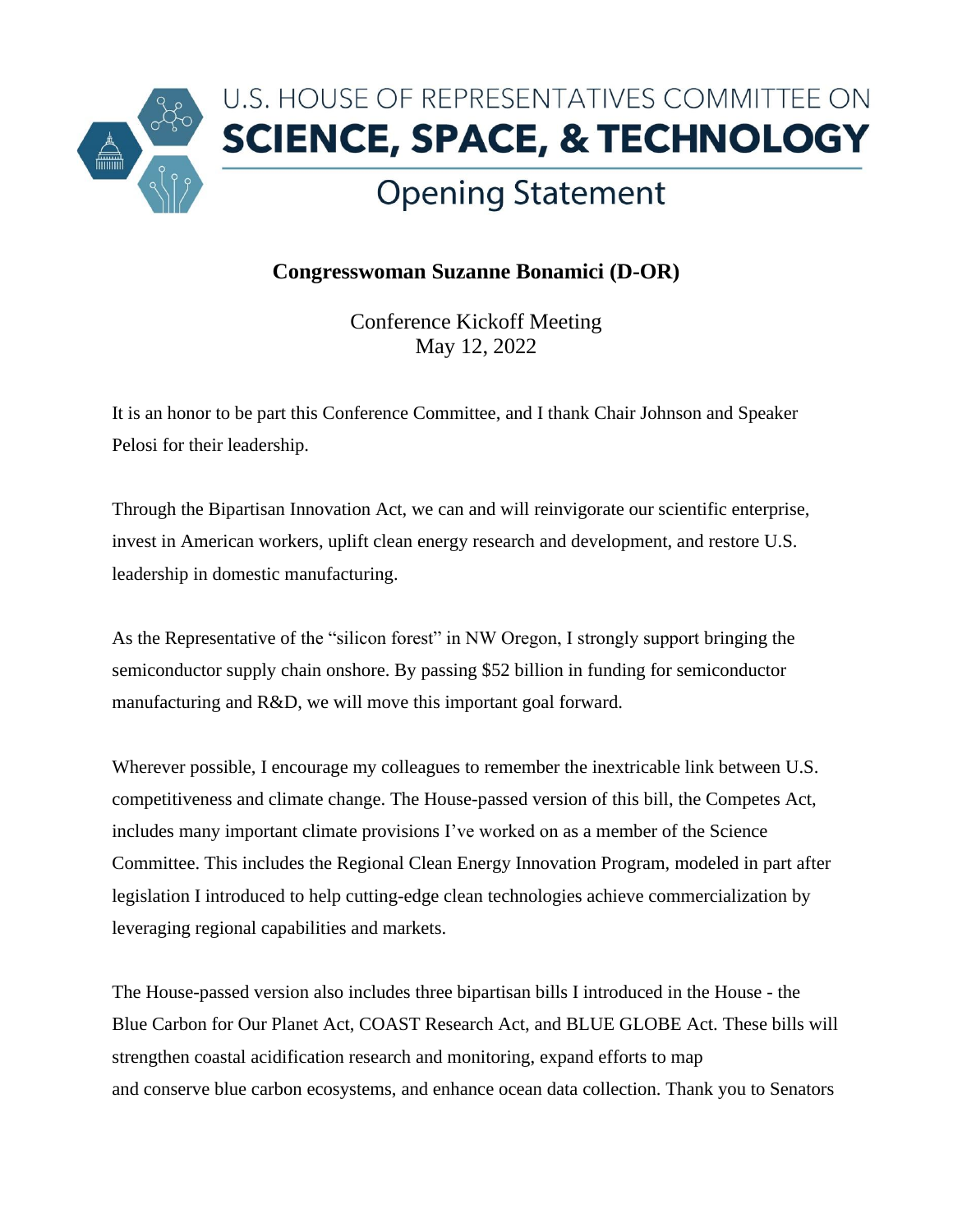# U.S. HOUSE OF REPRESENTATIVES COMMITTEE ON SCIENCE, SPACE, & TECHNOLOGY

## Opening Statement

**Congresswoman Suzanne Bonamici (D-OR)**

Conference Kickoff Meeting
May 12, 2022

It is an honor to be part this Conference Committee, and I thank Chair Johnson and Speaker Pelosi for their leadership.

Through the Bipartisan Innovation Act, we can and will reinvigorate our scientific enterprise, invest in American workers, uplift clean energy research and development, and restore U.S. leadership in domestic manufacturing.

As the Representative of the "silicon forest" in NW Oregon, I strongly support bringing the semiconductor supply chain onshore. By passing $52 billion in funding for semiconductor manufacturing and R&D, we will move this important goal forward.

Wherever possible, I encourage my colleagues to remember the inextricable link between U.S. competitiveness and climate change. The House-passed version of this bill, the Competes Act, includes many important climate provisions I've worked on as a member of the Science Committee. This includes the Regional Clean Energy Innovation Program, modeled in part after legislation I introduced to help cutting-edge clean technologies achieve commercialization by leveraging regional capabilities and markets.

The House-passed version also includes three bipartisan bills I introduced in the House - the Blue Carbon for Our Planet Act, COAST Research Act, and BLUE GLOBE Act. These bills will strengthen coastal acidification research and monitoring, expand efforts to map and conserve blue carbon ecosystems, and enhance ocean data collection. Thank you to Senators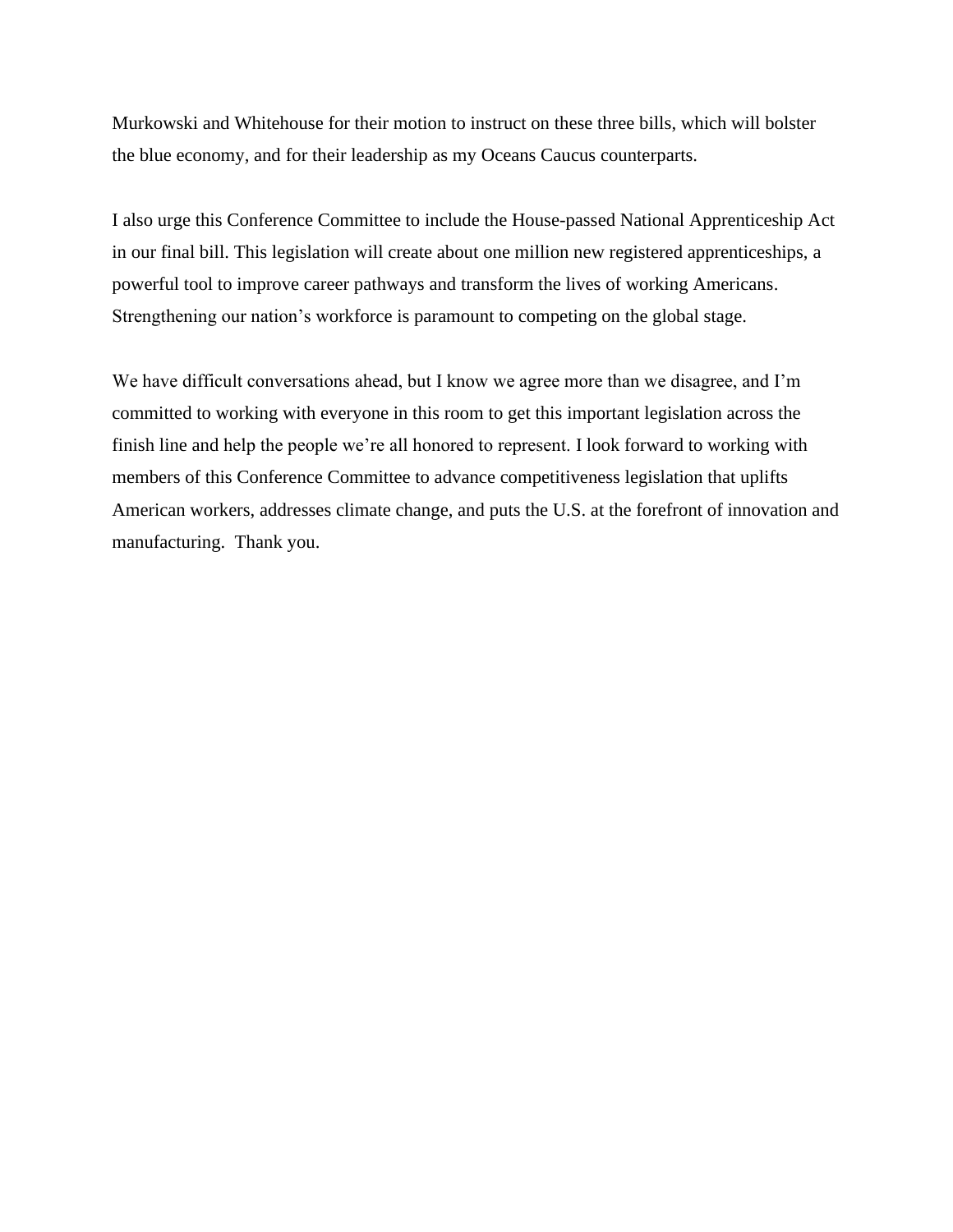Murkowski and Whitehouse for their motion to instruct on these three bills, which will bolster the blue economy, and for their leadership as my Oceans Caucus counterparts.

I also urge this Conference Committee to include the House-passed National Apprenticeship Act in our final bill. This legislation will create about one million new registered apprenticeships, a powerful tool to improve career pathways and transform the lives of working Americans. Strengthening our nation's workforce is paramount to competing on the global stage.

We have difficult conversations ahead, but I know we agree more than we disagree, and I'm committed to working with everyone in this room to get this important legislation across the finish line and help the people we're all honored to represent. I look forward to working with members of this Conference Committee to advance competitiveness legislation that uplifts American workers, addresses climate change, and puts the U.S. at the forefront of innovation and manufacturing. Thank you.